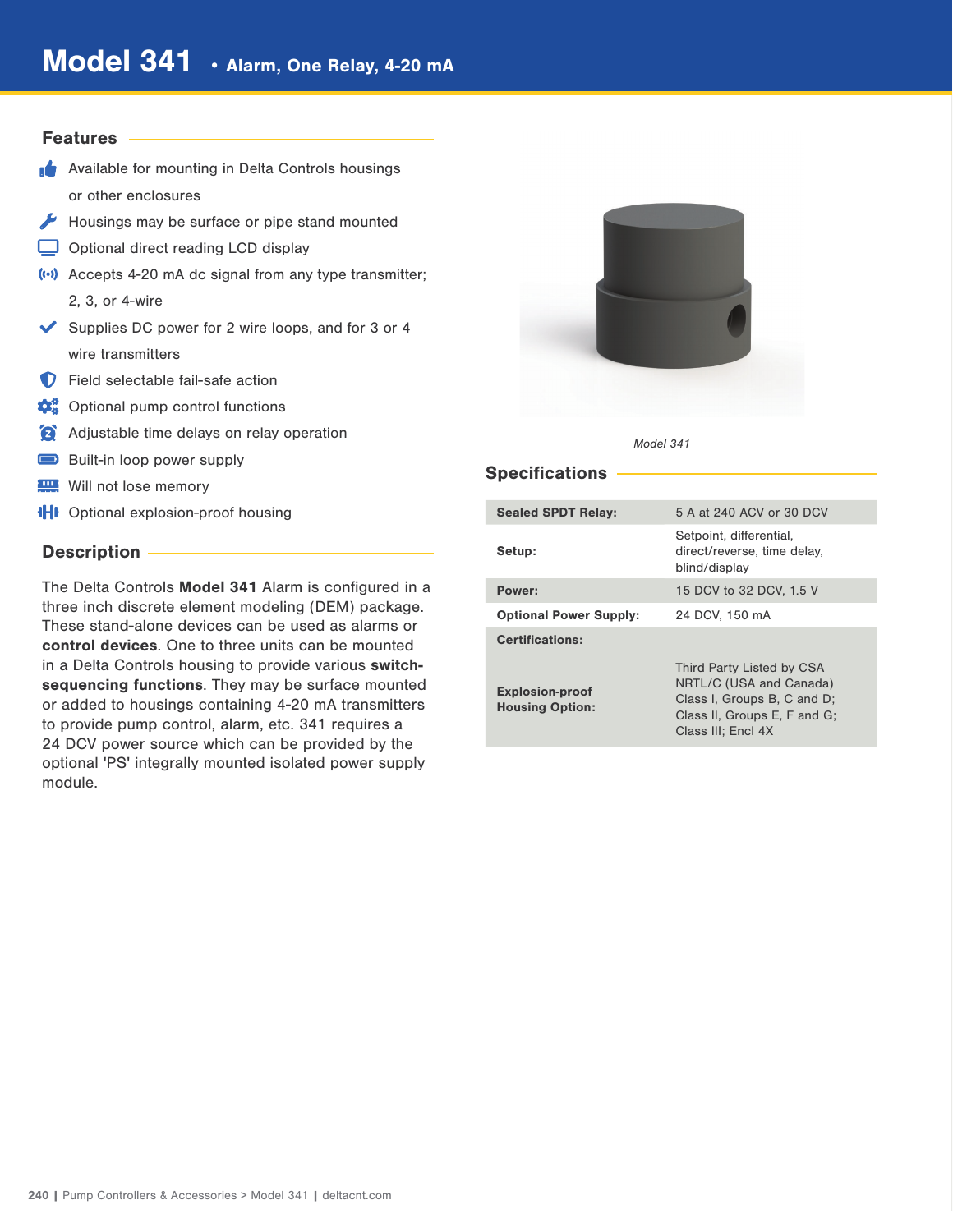# Model 341 • Alarm, One Relay, 4-20 mA

## Features

- Available for mounting in Delta Controls housings or other enclosures
- Housings may be surface or pipe stand mounted
- Optional direct reading LCD display
- Accepts 4-20 mA dc signal from any type transmitter; 2, 3, or 4-wire
- Supplies DC power for 2 wire loops, and for 3 or 4 wire transmitters
- Field selectable fail-safe action
- Optional pump control functions
- Adjustable time delays on relay operation
- Built-in loop power supply
- Will not lose memory
- Optional explosion-proof housing

## Description

The Delta Controls **Model 341** Alarm is configured in a three inch discrete element modeling (DEM) package. These stand-alone devices can be used as alarms or **control devices**. One to three units can be mounted in a Delta Controls housing to provide various **switch-sequencing functions**. They may be surface mounted or added to housings containing 4-20 mA transmitters to provide pump control, alarm, etc. 341 requires a 24 DCV power source which can be provided by the optional 'PS' integrally mounted isolated power supply module.

*Model 341*

## Specifications

| | |
|---|---|
| **Sealed SPDT Relay:** | 5 A at 240 ACV or 30 DCV |
| **Setup:** | Setpoint, differential, direct/reverse, time delay, blind/display |
| **Power:** | 15 DCV to 32 DCV, 1.5 V |
| **Optional Power Supply:** | 24 DCV, 150 mA |
| **Certifications:** | |
| **Explosion-proof Housing Option:** | Third Party Listed by CSA NRTL/C (USA and Canada) Class I, Groups B, C and D; Class II, Groups E, F and G; Class III; Encl 4X |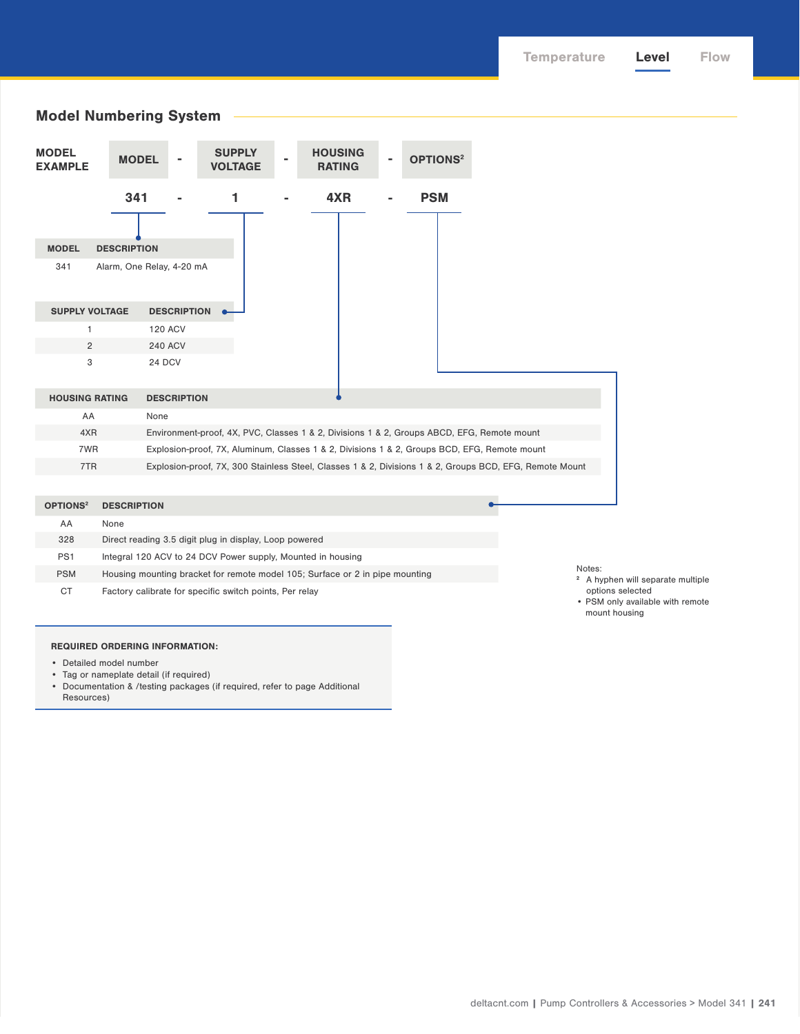## Model Numbering System

| MODEL EXAMPLE | MODEL | - | SUPPLY VOLTAGE | - | HOUSING RATING | - | OPTIONS[2] |
|---|---|---|---|---|---|---|---|
| | 341 | - | 1 | - | 4XR | - | PSM |

| MODEL | DESCRIPTION |
|---|---|
| 341 | Alarm, One Relay, 4-20 mA |

| SUPPLY VOLTAGE | DESCRIPTION |
|---|---|
| 1 | 120 ACV |
| 2 | 240 ACV |
| 3 | 24 DCV |

| HOUSING RATING | DESCRIPTION |
|---|---|
| AA | None |
| 4XR | Environment-proof, 4X, PVC, Classes 1 & 2, Divisions 1 & 2, Groups ABCD, EFG, Remote mount |
| 7WR | Explosion-proof, 7X, Aluminum, Classes 1 & 2, Divisions 1 & 2, Groups BCD, EFG, Remote mount |
| 7TR | Explosion-proof, 7X, 300 Stainless Steel, Classes 1 & 2, Divisions 1 & 2, Groups BCD, EFG, Remote Mount |

| OPTIONS[2] | DESCRIPTION |
|---|---|
| AA | None |
| 328 | Direct reading 3.5 digit plug in display, Loop powered |
| PS1 | Integral 120 ACV to 24 DCV Power supply, Mounted in housing |
| PSM | Housing mounting bracket for remote model 105; Surface or 2 in pipe mounting |
| CT | Factory calibrate for specific switch points, Per relay |

Notes:
[2] A hyphen will separate multiple options selected
- PSM only available with remote mount housing

**REQUIRED ORDERING INFORMATION:**

- Detailed model number
- Tag or nameplate detail (if required)
- Documentation & /testing packages (if required, refer to page Additional Resources)